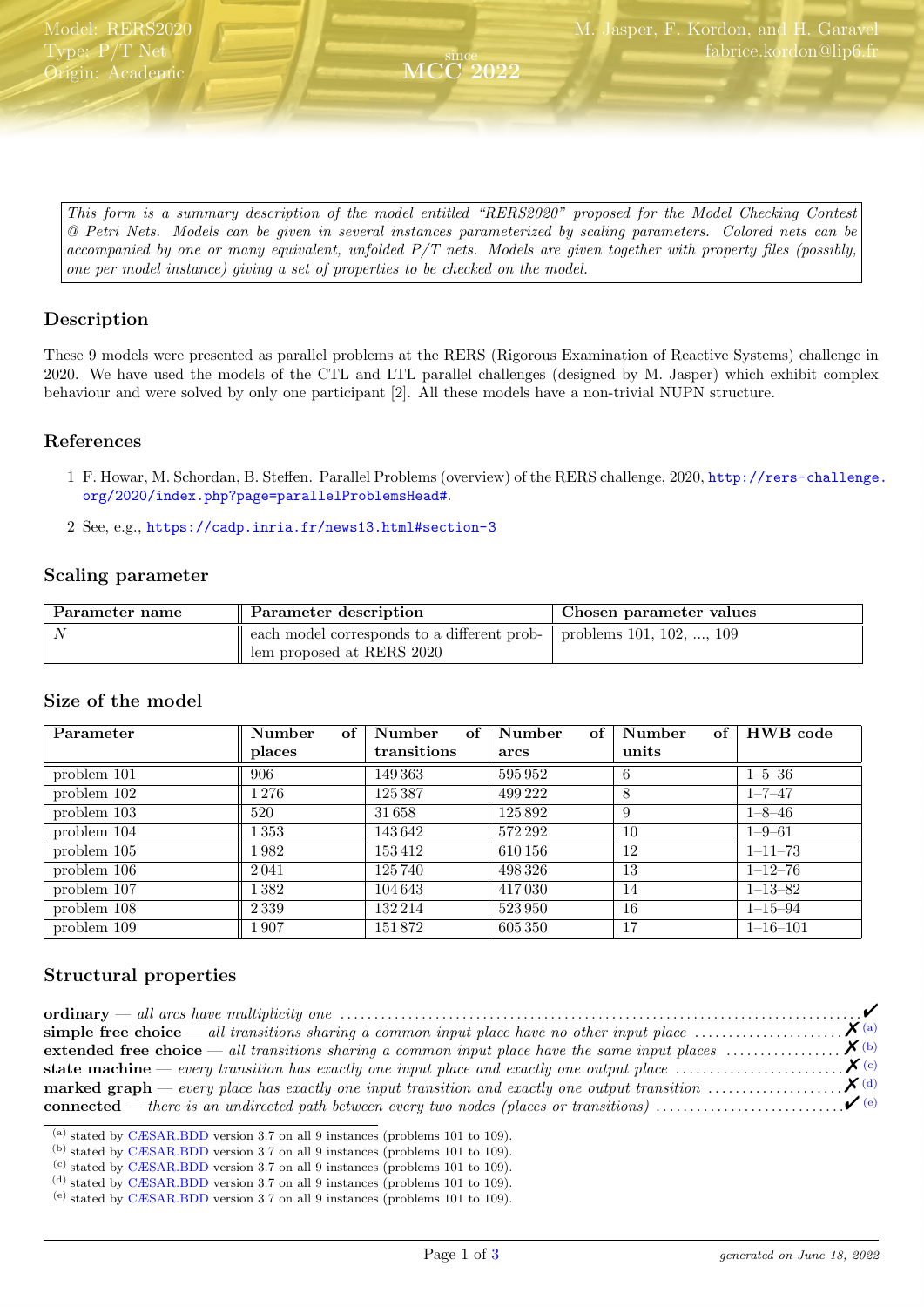Model: RERS2020
Type: P/T Net
Origin: Academic

since MCC 2022

M. Jasper, F. Kordon, and H. Garavel
fabrice.kordon@lip6.fr

*This form is a summary description of the model entitled "RERS2020" proposed for the Model Checking Contest @ Petri Nets. Models can be given in several instances parameterized by scaling parameters. Colored nets can be accompanied by one or many equivalent, unfolded P/T nets. Models are given together with property files (possibly, one per model instance) giving a set of properties to be checked on the model.*

## Description

These 9 models were presented as parallel problems at the RERS (Rigorous Examination of Reactive Systems) challenge in 2020. We have used the models of the CTL and LTL parallel challenges (designed by M. Jasper) which exhibit complex behaviour and were solved by only one participant [2]. All these models have a non-trivial NUPN structure.

## References

1 F. Howar, M. Schordan, B. Steffen. Parallel Problems (overview) of the RERS challenge, 2020, http://rers-challenge.org/2020/index.php?page=parallelProblemsHead#.

2 See, e.g., https://cadp.inria.fr/news13.html#section-3

## Scaling parameter

| Parameter name | Parameter description | Chosen parameter values |
|---|---|---|
| $N$ | each model corresponds to a different problem proposed at RERS 2020 | problems 101, 102, ..., 109 |

## Size of the model

| Parameter | Number of places | Number of transitions | Number of arcs | Number of units | HWB code |
|---|---|---|---|---|---|
| problem 101 | 906 | 149 363 | 595 952 | 6 | 1–5–36 |
| problem 102 | 1 276 | 125 387 | 499 222 | 8 | 1–7–47 |
| problem 103 | 520 | 31 658 | 125 892 | 9 | 1–8–46 |
| problem 104 | 1 353 | 143 642 | 572 292 | 10 | 1–9–61 |
| problem 105 | 1 982 | 153 412 | 610 156 | 12 | 1–11–73 |
| problem 106 | 2 041 | 125 740 | 498 326 | 13 | 1–12–76 |
| problem 107 | 1 382 | 104 643 | 417 030 | 14 | 1–13–82 |
| problem 108 | 2 339 | 132 214 | 523 950 | 16 | 1–15–94 |
| problem 109 | 1 907 | 151 872 | 605 350 | 17 | 1–16–101 |

## Structural properties

**ordinary** — *all arcs have multiplicity one* ✔

**simple free choice** — *all transitions sharing a common input place have no other input place* ✗ [a]

**extended free choice** — *all transitions sharing a common input place have the same input places* ✗ [b]

**state machine** — *every transition has exactly one input place and exactly one output place* ✗ [c]

**marked graph** — *every place has exactly one input transition and exactly one output transition* ✗ [d]

**connected** — *there is an undirected path between every two nodes (places or transitions)* ✔ [e]

[a] stated by CÆSAR.BDD version 3.7 on all 9 instances (problems 101 to 109).
[b] stated by CÆSAR.BDD version 3.7 on all 9 instances (problems 101 to 109).
[c] stated by CÆSAR.BDD version 3.7 on all 9 instances (problems 101 to 109).
[d] stated by CÆSAR.BDD version 3.7 on all 9 instances (problems 101 to 109).
[e] stated by CÆSAR.BDD version 3.7 on all 9 instances (problems 101 to 109).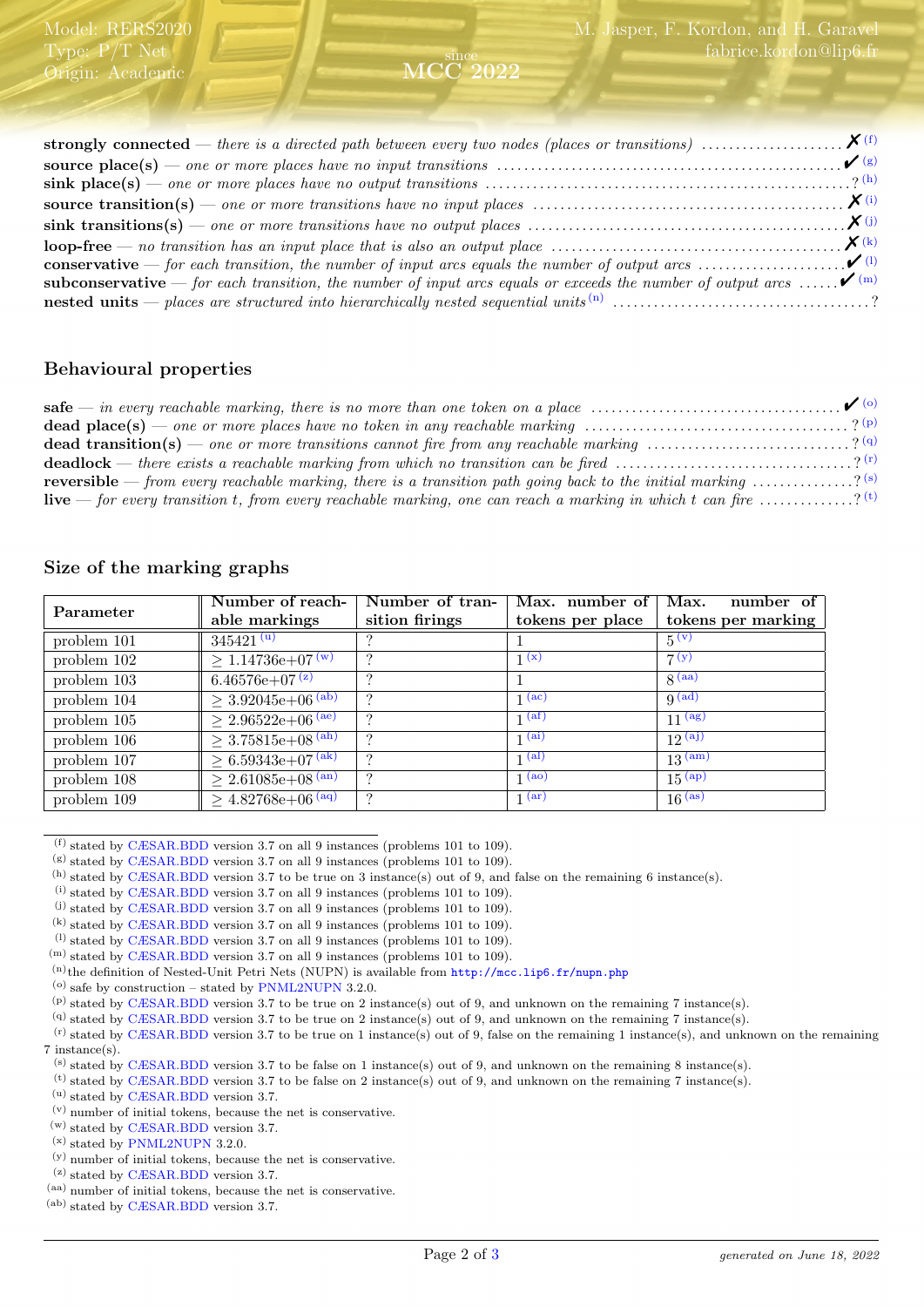**strongly connected** — *there is a directed path between every two nodes (places or transitions)* ✗ [f]
**source place(s)** — *one or more places have no input transitions* ✔ [g]
**sink place(s)** — *one or more places have no output transitions* ? [h]
**source transition(s)** — *one or more transitions have no input places* ✗ [i]
**sink transitions(s)** — *one or more transitions have no output places* ✗ [j]
**loop-free** — *no transition has an input place that is also an output place* ✗ [k]
**conservative** — *for each transition, the number of input arcs equals the number of output arcs* ✔ [l]
**subconservative** — *for each transition, the number of input arcs equals or exceeds the number of output arcs* ✔ [m]
**nested units** — *places are structured into hierarchically nested sequential units* [n] ?

## Behavioural properties

**safe** — *in every reachable marking, there is no more than one token on a place* ✔ [o]
**dead place(s)** — *one or more places have no token in any reachable marking* ? [p]
**dead transition(s)** — *one or more transitions cannot fire from any reachable marking* ? [q]
**deadlock** — *there exists a reachable marking from which no transition can be fired* ? [r]
**reversible** — *from every reachable marking, there is a transition path going back to the initial marking* ? [s]
**live** — *for every transition t, from every reachable marking, one can reach a marking in which t can fire* ? [t]

## Size of the marking graphs

| Parameter | Number of reachable markings | Number of transition firings | Max. number of tokens per place | Max. number of tokens per marking |
|---|---|---|---|---|
| problem 101 | 345421 [u] | ? | 1 | 5 [v] |
| problem 102 | ≥ 1.14736e+07 [w] | ? | 1 [x] | 7 [y] |
| problem 103 | 6.46576e+07 [z] | ? | 1 | 8 [aa] |
| problem 104 | ≥ 3.92045e+06 [ab] | ? | 1 [ac] | 9 [ad] |
| problem 105 | ≥ 2.96522e+06 [ae] | ? | 1 [af] | 11 [ag] |
| problem 106 | ≥ 3.75815e+08 [ah] | ? | 1 [ai] | 12 [aj] |
| problem 107 | ≥ 6.59343e+07 [ak] | ? | 1 [al] | 13 [am] |
| problem 108 | ≥ 2.61085e+08 [an] | ? | 1 [ao] | 15 [ap] |
| problem 109 | ≥ 4.82768e+06 [aq] | ? | 1 [ar] | 16 [as] |

---

[f] stated by CÆSAR.BDD version 3.7 on all 9 instances (problems 101 to 109).
[g] stated by CÆSAR.BDD version 3.7 on all 9 instances (problems 101 to 109).
[h] stated by CÆSAR.BDD version 3.7 to be true on 3 instance(s) out of 9, and false on the remaining 6 instance(s).
[i] stated by CÆSAR.BDD version 3.7 on all 9 instances (problems 101 to 109).
[j] stated by CÆSAR.BDD version 3.7 on all 9 instances (problems 101 to 109).
[k] stated by CÆSAR.BDD version 3.7 on all 9 instances (problems 101 to 109).
[l] stated by CÆSAR.BDD version 3.7 on all 9 instances (problems 101 to 109).
[m] stated by CÆSAR.BDD version 3.7 on all 9 instances (problems 101 to 109).
[n] the definition of Nested-Unit Petri Nets (NUPN) is available from `http://mcc.lip6.fr/nupn.php`
[o] safe by construction – stated by PNML2NUPN 3.2.0.
[p] stated by CÆSAR.BDD version 3.7 to be true on 2 instance(s) out of 9, and unknown on the remaining 7 instance(s).
[q] stated by CÆSAR.BDD version 3.7 to be true on 2 instance(s) out of 9, and unknown on the remaining 7 instance(s).
[r] stated by CÆSAR.BDD version 3.7 to be true on 1 instance(s) out of 9, false on the remaining 1 instance(s), and unknown on the remaining 7 instance(s).
[s] stated by CÆSAR.BDD version 3.7 to be false on 1 instance(s) out of 9, and unknown on the remaining 8 instance(s).
[t] stated by CÆSAR.BDD version 3.7 to be false on 2 instance(s) out of 9, and unknown on the remaining 7 instance(s).
[u] stated by CÆSAR.BDD version 3.7.
[v] number of initial tokens, because the net is conservative.
[w] stated by CÆSAR.BDD version 3.7.
[x] stated by PNML2NUPN 3.2.0.
[y] number of initial tokens, because the net is conservative.
[z] stated by CÆSAR.BDD version 3.7.
[aa] number of initial tokens, because the net is conservative.
[ab] stated by CÆSAR.BDD version 3.7.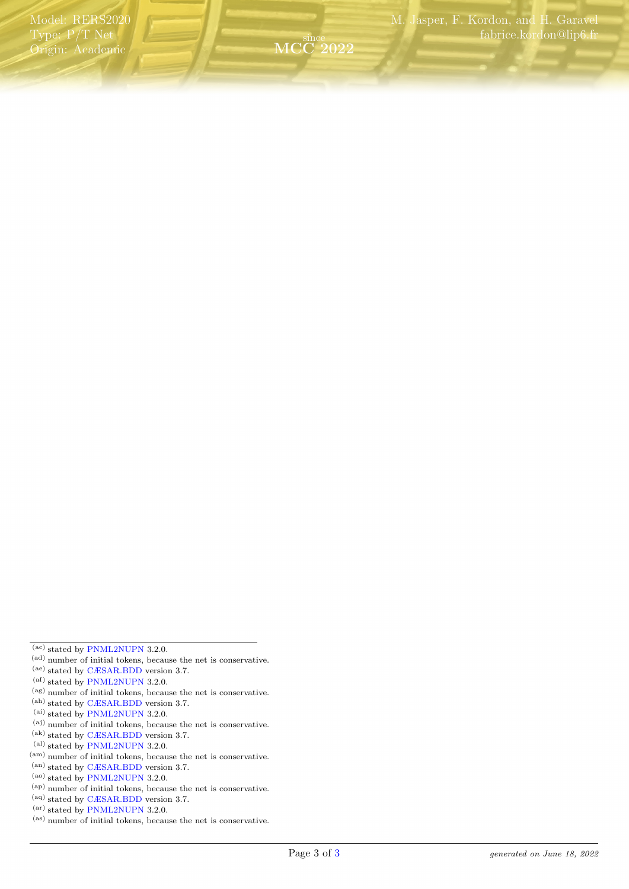[ac] stated by PNML2NUPN 3.2.0.
[ad] number of initial tokens, because the net is conservative.
[ae] stated by CÆSAR.BDD version 3.7.
[af] stated by PNML2NUPN 3.2.0.
[ag] number of initial tokens, because the net is conservative.
[ah] stated by CÆSAR.BDD version 3.7.
[ai] stated by PNML2NUPN 3.2.0.
[aj] number of initial tokens, because the net is conservative.
[ak] stated by CÆSAR.BDD version 3.7.
[al] stated by PNML2NUPN 3.2.0.
[am] number of initial tokens, because the net is conservative.
[an] stated by CÆSAR.BDD version 3.7.
[ao] stated by PNML2NUPN 3.2.0.
[ap] number of initial tokens, because the net is conservative.
[aq] stated by CÆSAR.BDD version 3.7.
[ar] stated by PNML2NUPN 3.2.0.
[as] number of initial tokens, because the net is conservative.